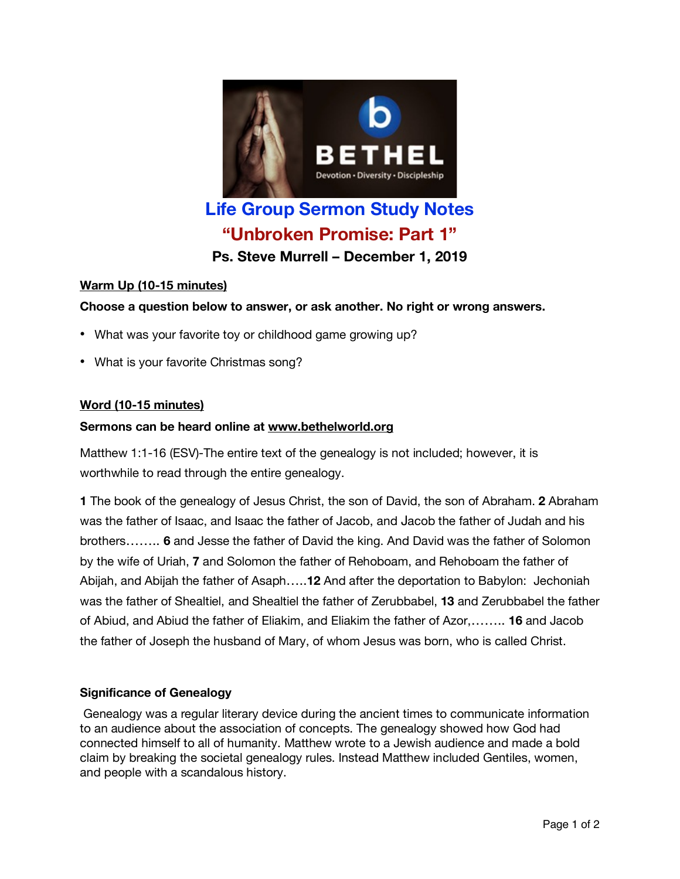# Life Group Sermon Study Notes

## "Unbroken Promise: Part 1"

### Ps. Steve Murrell – December 1, 2019

**Warm Up (10-15 minutes)**

**Choose a question below to answer, or ask another. No right or wrong answers.**

- What was your favorite toy or childhood game growing up?
- What is your favorite Christmas song?

**Word (10-15 minutes)**

**Sermons can be heard online at www.bethelworld.org**

Matthew 1:1-16 (ESV)-The entire text of the genealogy is not included; however, it is worthwhile to read through the entire genealogy.

**1** The book of the genealogy of Jesus Christ, the son of David, the son of Abraham. **2** Abraham was the father of Isaac, and Isaac the father of Jacob, and Jacob the father of Judah and his brothers…….. **6** and Jesse the father of David the king. And David was the father of Solomon by the wife of Uriah, **7** and Solomon the father of Rehoboam, and Rehoboam the father of Abijah, and Abijah the father of Asaph…..**12** And after the deportation to Babylon: Jechoniah was the father of Shealtiel, and Shealtiel the father of Zerubbabel, **13** and Zerubbabel the father of Abiud, and Abiud the father of Eliakim, and Eliakim the father of Azor,…….. **16** and Jacob the father of Joseph the husband of Mary, of whom Jesus was born, who is called Christ.

**Significance of Genealogy**

Genealogy was a regular literary device during the ancient times to communicate information to an audience about the association of concepts. The genealogy showed how God had connected himself to all of humanity. Matthew wrote to a Jewish audience and made a bold claim by breaking the societal genealogy rules. Instead Matthew included Gentiles, women, and people with a scandalous history.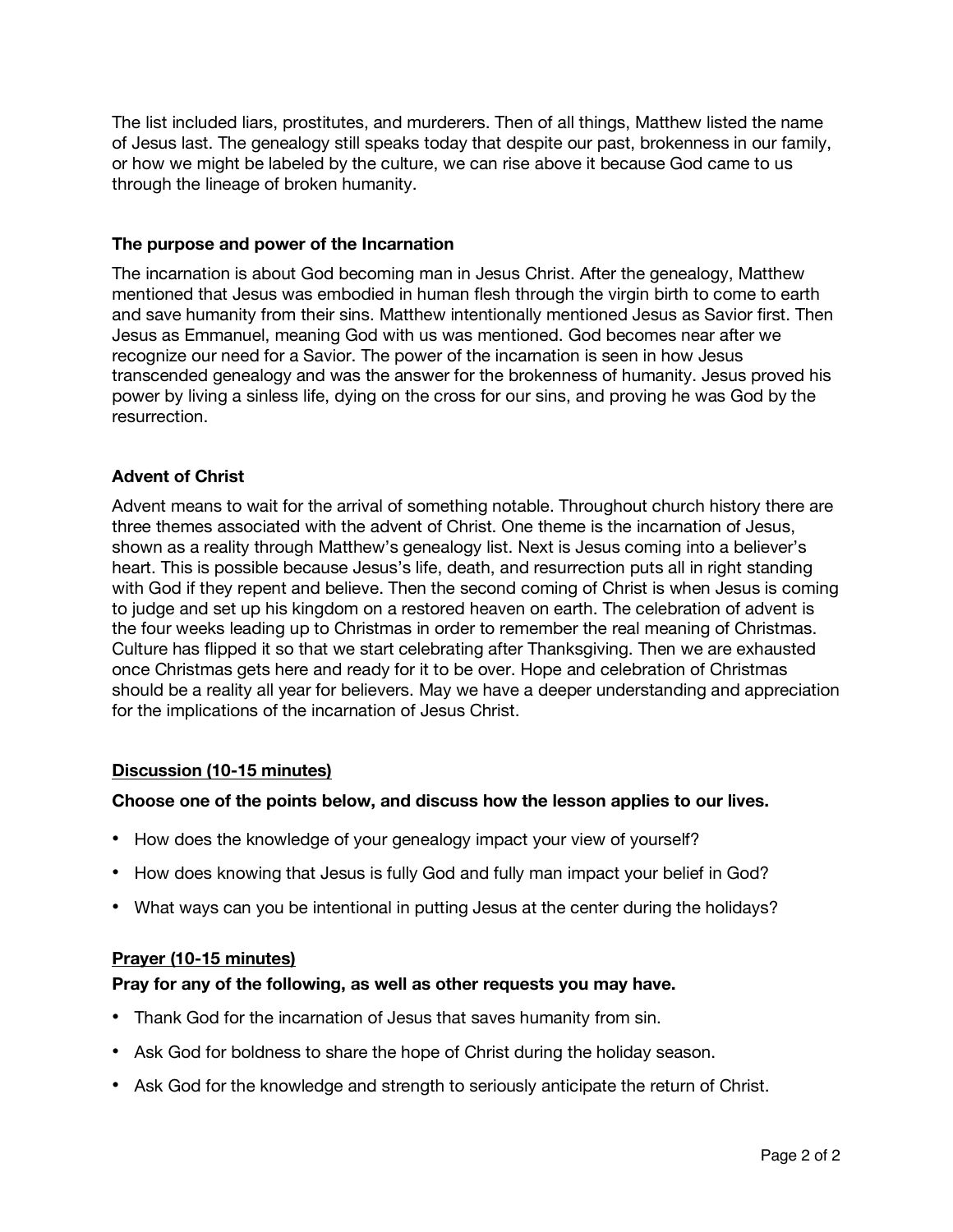The list included liars, prostitutes, and murderers. Then of all things, Matthew listed the name of Jesus last. The genealogy still speaks today that despite our past, brokenness in our family, or how we might be labeled by the culture, we can rise above it because God came to us through the lineage of broken humanity.

**The purpose and power of the Incarnation**

The incarnation is about God becoming man in Jesus Christ. After the genealogy, Matthew mentioned that Jesus was embodied in human flesh through the virgin birth to come to earth and save humanity from their sins. Matthew intentionally mentioned Jesus as Savior first. Then Jesus as Emmanuel, meaning God with us was mentioned. God becomes near after we recognize our need for a Savior. The power of the incarnation is seen in how Jesus transcended genealogy and was the answer for the brokenness of humanity. Jesus proved his power by living a sinless life, dying on the cross for our sins, and proving he was God by the resurrection.

**Advent of Christ**

Advent means to wait for the arrival of something notable. Throughout church history there are three themes associated with the advent of Christ. One theme is the incarnation of Jesus, shown as a reality through Matthew's genealogy list. Next is Jesus coming into a believer's heart. This is possible because Jesus's life, death, and resurrection puts all in right standing with God if they repent and believe. Then the second coming of Christ is when Jesus is coming to judge and set up his kingdom on a restored heaven on earth. The celebration of advent is the four weeks leading up to Christmas in order to remember the real meaning of Christmas. Culture has flipped it so that we start celebrating after Thanksgiving. Then we are exhausted once Christmas gets here and ready for it to be over. Hope and celebration of Christmas should be a reality all year for believers. May we have a deeper understanding and appreciation for the implications of the incarnation of Jesus Christ.

**<u>Discussion (10-15 minutes)</u>**

**Choose one of the points below, and discuss how the lesson applies to our lives.**

- How does the knowledge of your genealogy impact your view of yourself?
- How does knowing that Jesus is fully God and fully man impact your belief in God?
- What ways can you be intentional in putting Jesus at the center during the holidays?

**<u>Prayer (10-15 minutes)</u>**

**Pray for any of the following, as well as other requests you may have.**

- Thank God for the incarnation of Jesus that saves humanity from sin.
- Ask God for boldness to share the hope of Christ during the holiday season.
- Ask God for the knowledge and strength to seriously anticipate the return of Christ.